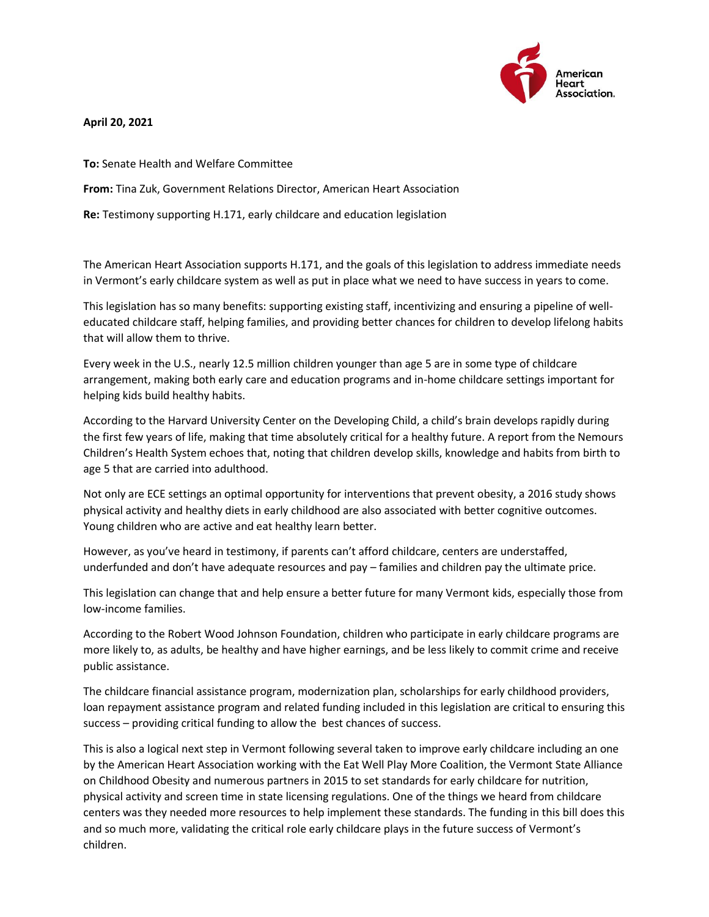American Heart Association.

**April 20, 2021**

**To:** Senate Health and Welfare Committee

**From:** Tina Zuk, Government Relations Director, American Heart Association

**Re:** Testimony supporting H.171, early childcare and education legislation

The American Heart Association supports H.171, and the goals of this legislation to address immediate needs in Vermont's early childcare system as well as put in place what we need to have success in years to come.

This legislation has so many benefits: supporting existing staff, incentivizing and ensuring a pipeline of well-educated childcare staff, helping families, and providing better chances for children to develop lifelong habits that will allow them to thrive.

Every week in the U.S., nearly 12.5 million children younger than age 5 are in some type of childcare arrangement, making both early care and education programs and in-home childcare settings important for helping kids build healthy habits.

According to the Harvard University Center on the Developing Child, a child's brain develops rapidly during the first few years of life, making that time absolutely critical for a healthy future. A report from the Nemours Children's Health System echoes that, noting that children develop skills, knowledge and habits from birth to age 5 that are carried into adulthood.

Not only are ECE settings an optimal opportunity for interventions that prevent obesity, a 2016 study shows physical activity and healthy diets in early childhood are also associated with better cognitive outcomes. Young children who are active and eat healthy learn better.

However, as you've heard in testimony, if parents can't afford childcare, centers are understaffed, underfunded and don't have adequate resources and pay – families and children pay the ultimate price.

This legislation can change that and help ensure a better future for many Vermont kids, especially those from low-income families.

According to the Robert Wood Johnson Foundation, children who participate in early childcare programs are more likely to, as adults, be healthy and have higher earnings, and be less likely to commit crime and receive public assistance.

The childcare financial assistance program, modernization plan, scholarships for early childhood providers, loan repayment assistance program and related funding included in this legislation are critical to ensuring this success – providing critical funding to allow the best chances of success.

This is also a logical next step in Vermont following several taken to improve early childcare including an one by the American Heart Association working with the Eat Well Play More Coalition, the Vermont State Alliance on Childhood Obesity and numerous partners in 2015 to set standards for early childcare for nutrition, physical activity and screen time in state licensing regulations. One of the things we heard from childcare centers was they needed more resources to help implement these standards. The funding in this bill does this and so much more, validating the critical role early childcare plays in the future success of Vermont's children.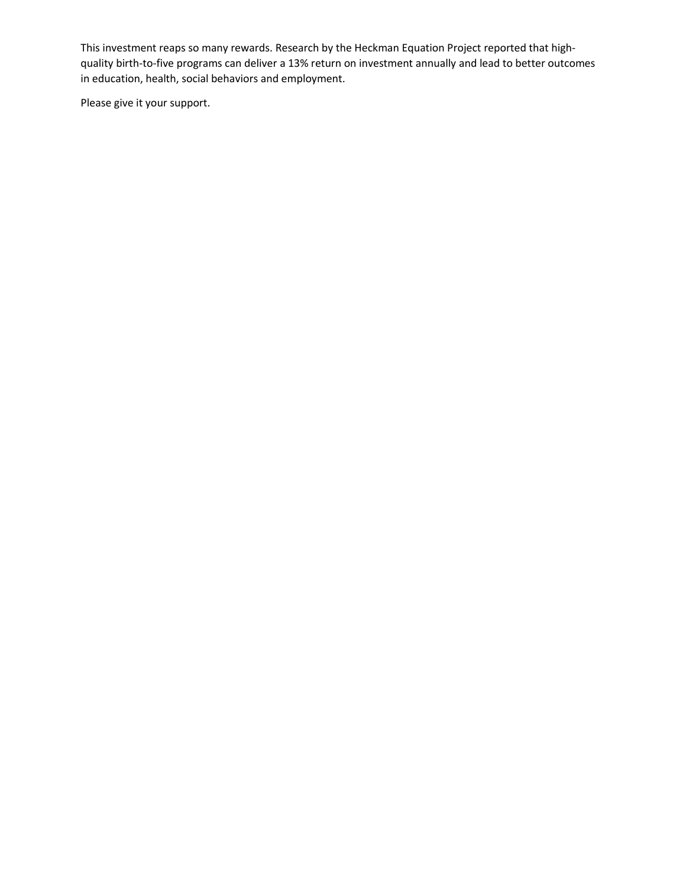This investment reaps so many rewards. Research by the Heckman Equation Project reported that high-quality birth-to-five programs can deliver a 13% return on investment annually and lead to better outcomes in education, health, social behaviors and employment.

Please give it your support.